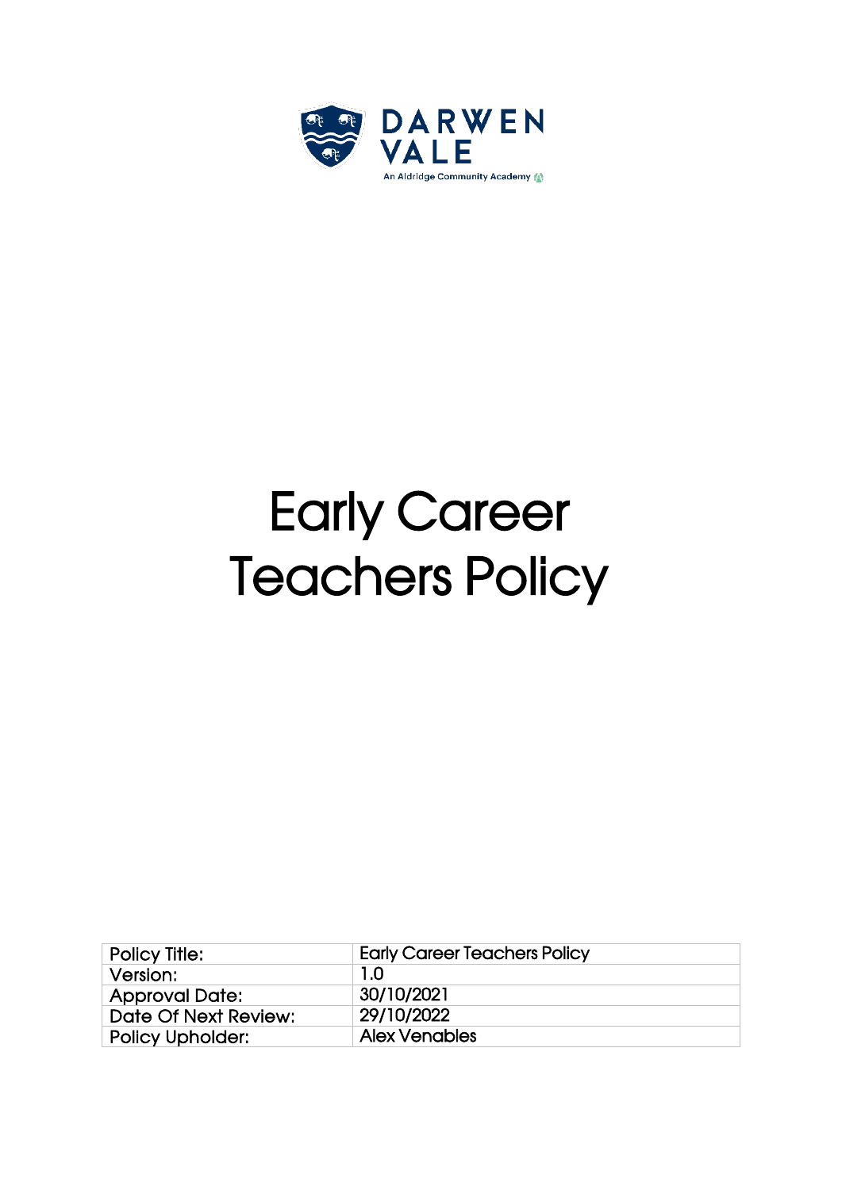DARWEN VALE

An Aldridge Community Academy

# Early Career Teachers Policy

| Policy Title: | Early Career Teachers Policy |
|---|---|
| Version: | 1.0 |
| Approval Date: | 30/10/2021 |
| Date Of Next Review: | 29/10/2022 |
| Policy Upholder: | Alex Venables |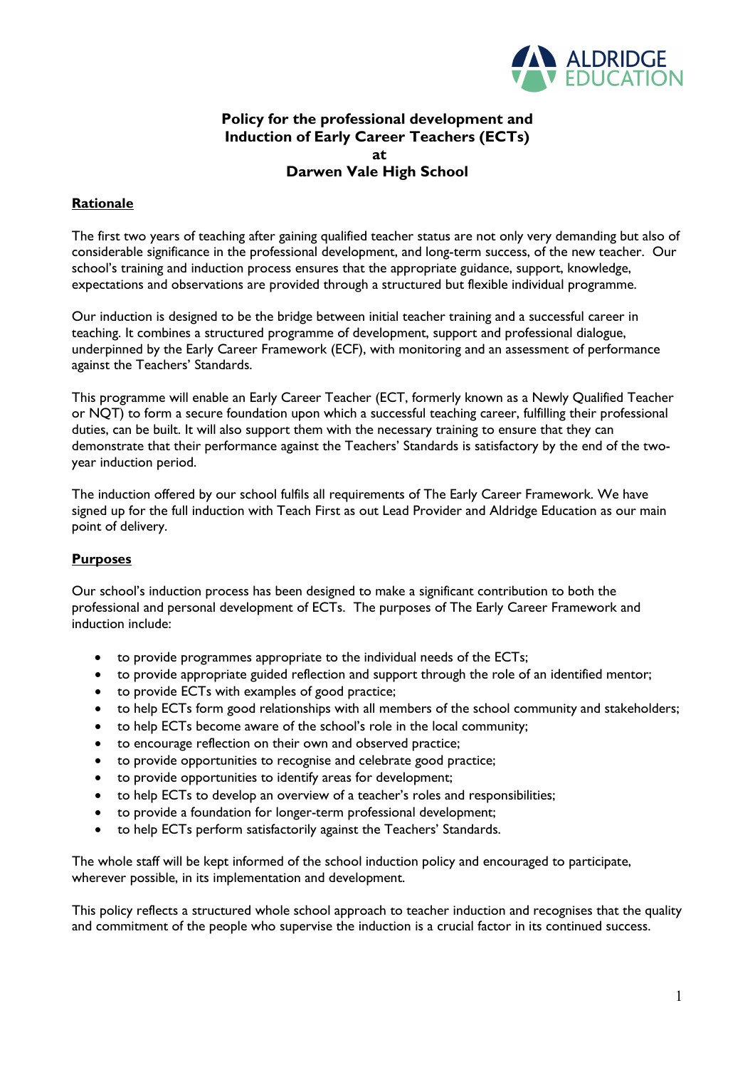**Policy for the professional development and Induction of Early Career Teachers (ECTs) at Darwen Vale High School**

**Rationale**

The first two years of teaching after gaining qualified teacher status are not only very demanding but also of considerable significance in the professional development, and long-term success, of the new teacher. Our school's training and induction process ensures that the appropriate guidance, support, knowledge, expectations and observations are provided through a structured but flexible individual programme.

Our induction is designed to be the bridge between initial teacher training and a successful career in teaching. It combines a structured programme of development, support and professional dialogue, underpinned by the Early Career Framework (ECF), with monitoring and an assessment of performance against the Teachers' Standards.

This programme will enable an Early Career Teacher (ECT, formerly known as a Newly Qualified Teacher or NQT) to form a secure foundation upon which a successful teaching career, fulfilling their professional duties, can be built. It will also support them with the necessary training to ensure that they can demonstrate that their performance against the Teachers' Standards is satisfactory by the end of the two-year induction period.

The induction offered by our school fulfils all requirements of The Early Career Framework. We have signed up for the full induction with Teach First as out Lead Provider and Aldridge Education as our main point of delivery.

**Purposes**

Our school's induction process has been designed to make a significant contribution to both the professional and personal development of ECTs. The purposes of The Early Career Framework and induction include:

- to provide programmes appropriate to the individual needs of the ECTs;
- to provide appropriate guided reflection and support through the role of an identified mentor;
- to provide ECTs with examples of good practice;
- to help ECTs form good relationships with all members of the school community and stakeholders;
- to help ECTs become aware of the school's role in the local community;
- to encourage reflection on their own and observed practice;
- to provide opportunities to recognise and celebrate good practice;
- to provide opportunities to identify areas for development;
- to help ECTs to develop an overview of a teacher's roles and responsibilities;
- to provide a foundation for longer-term professional development;
- to help ECTs perform satisfactorily against the Teachers' Standards.

The whole staff will be kept informed of the school induction policy and encouraged to participate, wherever possible, in its implementation and development.

This policy reflects a structured whole school approach to teacher induction and recognises that the quality and commitment of the people who supervise the induction is a crucial factor in its continued success.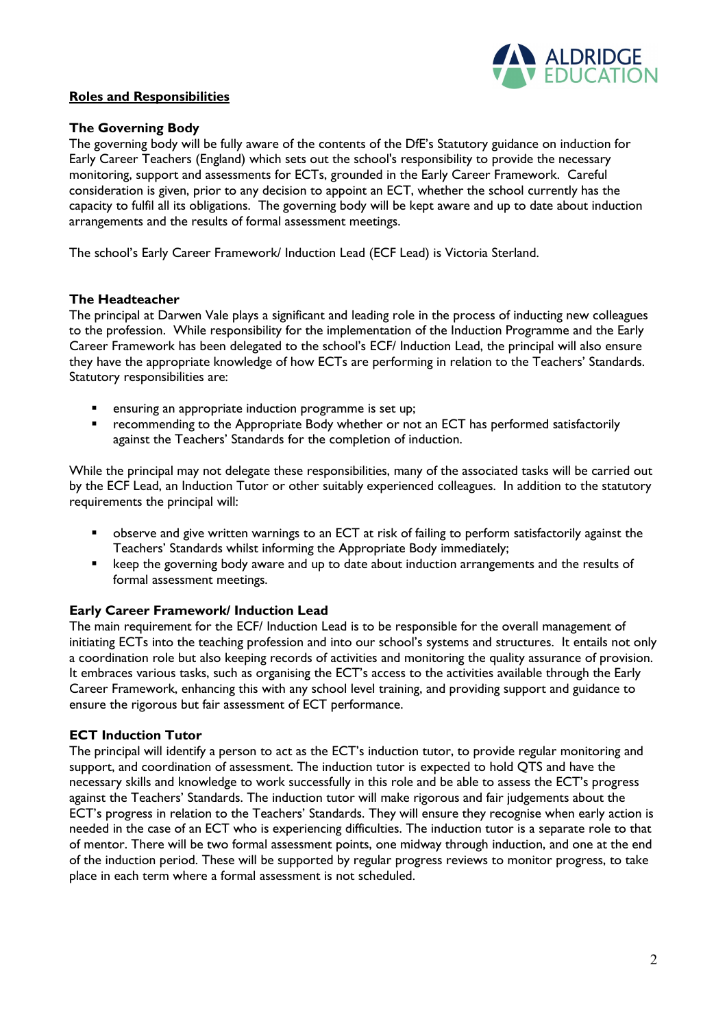**Roles and Responsibilities**

**The Governing Body**

The governing body will be fully aware of the contents of the DfE's Statutory guidance on induction for Early Career Teachers (England) which sets out the school's responsibility to provide the necessary monitoring, support and assessments for ECTs, grounded in the Early Career Framework. Careful consideration is given, prior to any decision to appoint an ECT, whether the school currently has the capacity to fulfil all its obligations. The governing body will be kept aware and up to date about induction arrangements and the results of formal assessment meetings.

The school's Early Career Framework/ Induction Lead (ECF Lead) is Victoria Sterland.

**The Headteacher**

The principal at Darwen Vale plays a significant and leading role in the process of inducting new colleagues to the profession. While responsibility for the implementation of the Induction Programme and the Early Career Framework has been delegated to the school's ECF/ Induction Lead, the principal will also ensure they have the appropriate knowledge of how ECTs are performing in relation to the Teachers' Standards. Statutory responsibilities are:

- ensuring an appropriate induction programme is set up;
- recommending to the Appropriate Body whether or not an ECT has performed satisfactorily against the Teachers' Standards for the completion of induction.

While the principal may not delegate these responsibilities, many of the associated tasks will be carried out by the ECF Lead, an Induction Tutor or other suitably experienced colleagues. In addition to the statutory requirements the principal will:

- observe and give written warnings to an ECT at risk of failing to perform satisfactorily against the Teachers' Standards whilst informing the Appropriate Body immediately;
- keep the governing body aware and up to date about induction arrangements and the results of formal assessment meetings.

**Early Career Framework/ Induction Lead**

The main requirement for the ECF/ Induction Lead is to be responsible for the overall management of initiating ECTs into the teaching profession and into our school's systems and structures. It entails not only a coordination role but also keeping records of activities and monitoring the quality assurance of provision. It embraces various tasks, such as organising the ECT's access to the activities available through the Early Career Framework, enhancing this with any school level training, and providing support and guidance to ensure the rigorous but fair assessment of ECT performance.

**ECT Induction Tutor**

The principal will identify a person to act as the ECT's induction tutor, to provide regular monitoring and support, and coordination of assessment. The induction tutor is expected to hold QTS and have the necessary skills and knowledge to work successfully in this role and be able to assess the ECT's progress against the Teachers' Standards. The induction tutor will make rigorous and fair judgements about the ECT's progress in relation to the Teachers' Standards. They will ensure they recognise when early action is needed in the case of an ECT who is experiencing difficulties. The induction tutor is a separate role to that of mentor. There will be two formal assessment points, one midway through induction, and one at the end of the induction period. These will be supported by regular progress reviews to monitor progress, to take place in each term where a formal assessment is not scheduled.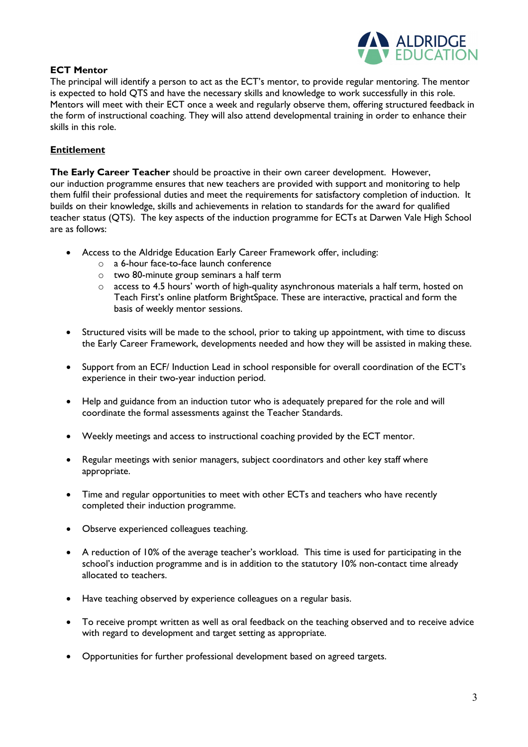**ECT Mentor**

The principal will identify a person to act as the ECT's mentor, to provide regular mentoring. The mentor is expected to hold QTS and have the necessary skills and knowledge to work successfully in this role. Mentors will meet with their ECT once a week and regularly observe them, offering structured feedback in the form of instructional coaching. They will also attend developmental training in order to enhance their skills in this role.

**Entitlement**

**The Early Career Teacher** should be proactive in their own career development. However, our induction programme ensures that new teachers are provided with support and monitoring to help them fulfil their professional duties and meet the requirements for satisfactory completion of induction. It builds on their knowledge, skills and achievements in relation to standards for the award for qualified teacher status (QTS). The key aspects of the induction programme for ECTs at Darwen Vale High School are as follows:

- Access to the Aldridge Education Early Career Framework offer, including:
    - a 6-hour face-to-face launch conference
    - two 80-minute group seminars a half term
    - access to 4.5 hours' worth of high-quality asynchronous materials a half term, hosted on Teach First's online platform BrightSpace. These are interactive, practical and form the basis of weekly mentor sessions.
- Structured visits will be made to the school, prior to taking up appointment, with time to discuss the Early Career Framework, developments needed and how they will be assisted in making these.
- Support from an ECF/ Induction Lead in school responsible for overall coordination of the ECT's experience in their two-year induction period.
- Help and guidance from an induction tutor who is adequately prepared for the role and will coordinate the formal assessments against the Teacher Standards.
- Weekly meetings and access to instructional coaching provided by the ECT mentor.
- Regular meetings with senior managers, subject coordinators and other key staff where appropriate.
- Time and regular opportunities to meet with other ECTs and teachers who have recently completed their induction programme.
- Observe experienced colleagues teaching.
- A reduction of 10% of the average teacher's workload. This time is used for participating in the school's induction programme and is in addition to the statutory 10% non-contact time already allocated to teachers.
- Have teaching observed by experience colleagues on a regular basis.
- To receive prompt written as well as oral feedback on the teaching observed and to receive advice with regard to development and target setting as appropriate.
- Opportunities for further professional development based on agreed targets.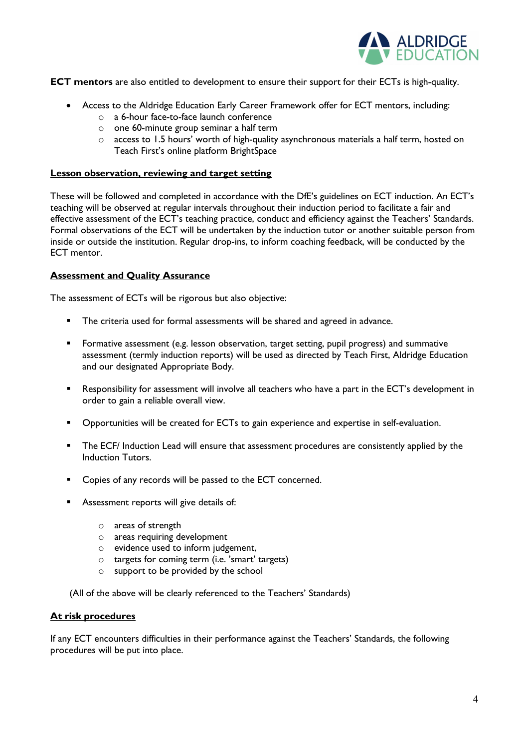**ECT mentors** are also entitled to development to ensure their support for their ECTs is high-quality.

- Access to the Aldridge Education Early Career Framework offer for ECT mentors, including:
  - a 6-hour face-to-face launch conference
  - one 60-minute group seminar a half term
  - access to 1.5 hours' worth of high-quality asynchronous materials a half term, hosted on Teach First's online platform BrightSpace

**Lesson observation, reviewing and target setting**

These will be followed and completed in accordance with the DfE's guidelines on ECT induction. An ECT's teaching will be observed at regular intervals throughout their induction period to facilitate a fair and effective assessment of the ECT's teaching practice, conduct and efficiency against the Teachers' Standards. Formal observations of the ECT will be undertaken by the induction tutor or another suitable person from inside or outside the institution. Regular drop-ins, to inform coaching feedback, will be conducted by the ECT mentor.

**Assessment and Quality Assurance**

The assessment of ECTs will be rigorous but also objective:

- The criteria used for formal assessments will be shared and agreed in advance.
- Formative assessment (e.g. lesson observation, target setting, pupil progress) and summative assessment (termly induction reports) will be used as directed by Teach First, Aldridge Education and our designated Appropriate Body.
- Responsibility for assessment will involve all teachers who have a part in the ECT's development in order to gain a reliable overall view.
- Opportunities will be created for ECTs to gain experience and expertise in self-evaluation.
- The ECF/ Induction Lead will ensure that assessment procedures are consistently applied by the Induction Tutors.
- Copies of any records will be passed to the ECT concerned.
- Assessment reports will give details of:
  - areas of strength
  - areas requiring development
  - evidence used to inform judgement,
  - targets for coming term (i.e. 'smart' targets)
  - support to be provided by the school

(All of the above will be clearly referenced to the Teachers' Standards)

**At risk procedures**

If any ECT encounters difficulties in their performance against the Teachers' Standards, the following procedures will be put into place.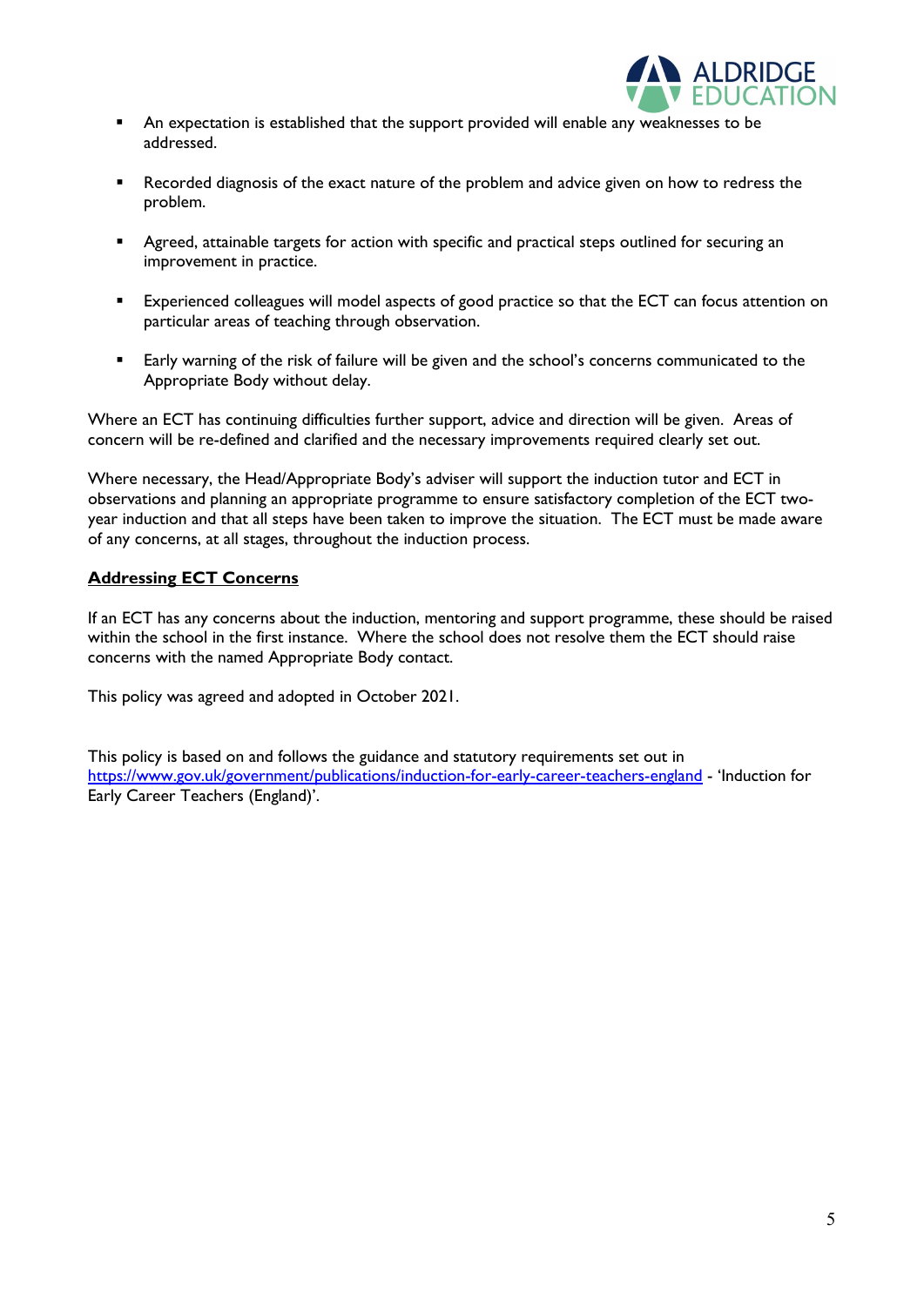- An expectation is established that the support provided will enable any weaknesses to be addressed.
- Recorded diagnosis of the exact nature of the problem and advice given on how to redress the problem.
- Agreed, attainable targets for action with specific and practical steps outlined for securing an improvement in practice.
- Experienced colleagues will model aspects of good practice so that the ECT can focus attention on particular areas of teaching through observation.
- Early warning of the risk of failure will be given and the school's concerns communicated to the Appropriate Body without delay.

Where an ECT has continuing difficulties further support, advice and direction will be given. Areas of concern will be re-defined and clarified and the necessary improvements required clearly set out.

Where necessary, the Head/Appropriate Body's adviser will support the induction tutor and ECT in observations and planning an appropriate programme to ensure satisfactory completion of the ECT two-year induction and that all steps have been taken to improve the situation. The ECT must be made aware of any concerns, at all stages, throughout the induction process.

## Addressing ECT Concerns

If an ECT has any concerns about the induction, mentoring and support programme, these should be raised within the school in the first instance. Where the school does not resolve them the ECT should raise concerns with the named Appropriate Body contact.

This policy was agreed and adopted in October 2021.

This policy is based on and follows the guidance and statutory requirements set out in [https://www.gov.uk/government/publications/induction-for-early-career-teachers-england](https://www.gov.uk/government/publications/induction-for-early-career-teachers-england) - 'Induction for Early Career Teachers (England)'.